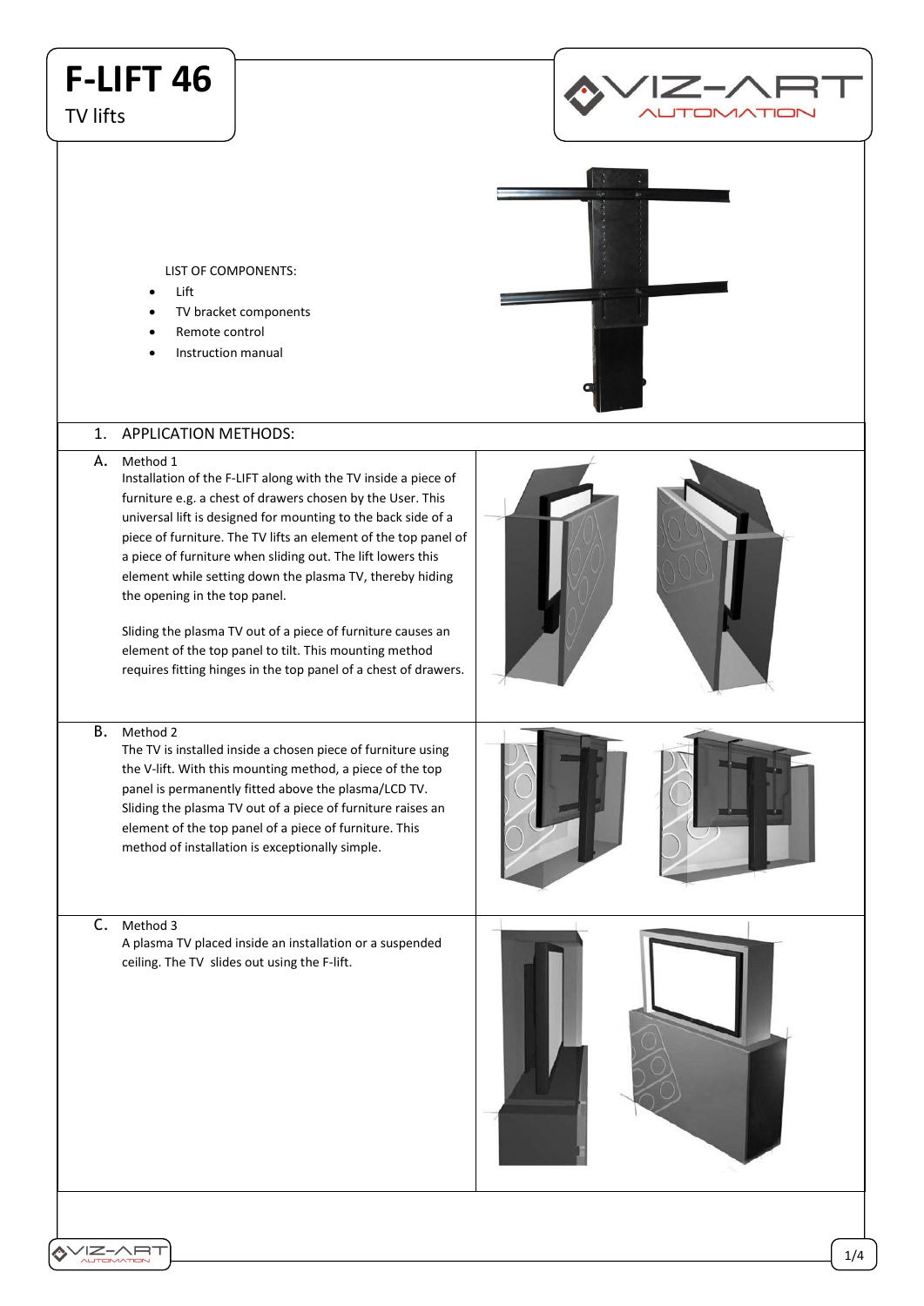# F-LIFT 46

TV lifts

LIST OF COMPONENTS:

- Lift
- TV bracket components
- Remote control
- Instruction manual

## 1. APPLICATION METHODS:

### A. Method 1

Installation of the F-LIFT along with the TV inside a piece of furniture e.g. a chest of drawers chosen by the User. This universal lift is designed for mounting to the back side of a piece of furniture. The TV lifts an element of the top panel of a piece of furniture when sliding out. The lift lowers this element while setting down the plasma TV, thereby hiding the opening in the top panel.

Sliding the plasma TV out of a piece of furniture causes an element of the top panel to tilt. This mounting method requires fitting hinges in the top panel of a chest of drawers.

### B. Method 2

The TV is installed inside a chosen piece of furniture using the V-lift. With this mounting method, a piece of the top panel is permanently fitted above the plasma/LCD TV. Sliding the plasma TV out of a piece of furniture raises an element of the top panel of a piece of furniture. This method of installation is exceptionally simple.

### C. Method 3

A plasma TV placed inside an installation or a suspended ceiling. The TV slides out using the F-lift.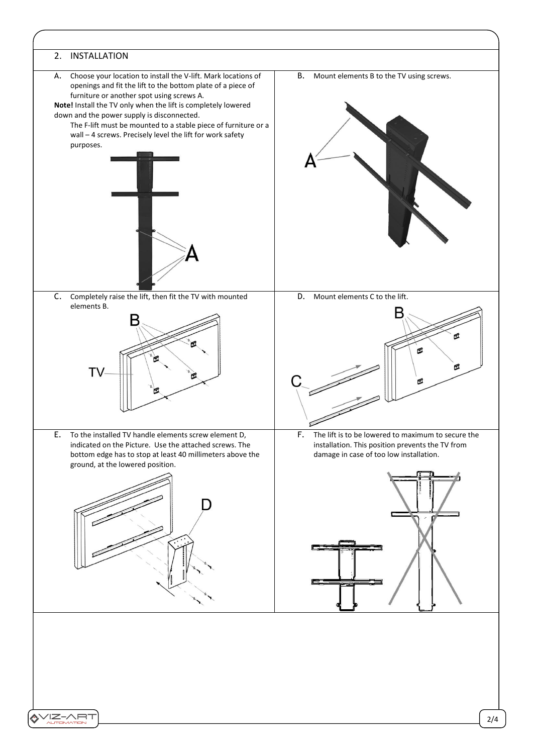## 2. INSTALLATION

A. Choose your location to install the V-lift. Mark locations of openings and fit the lift to the bottom plate of a piece of furniture or another spot using screws A.

**Note!** Install the TV only when the lift is completely lowered down and the power supply is disconnected.

The F-lift must be mounted to a stable piece of furniture or a wall – 4 screws. Precisely level the lift for work safety purposes.

B. Mount elements B to the TV using screws.

C. Completely raise the lift, then fit the TV with mounted elements B.

D. Mount elements C to the lift.

E. To the installed TV handle elements screw element D, indicated on the Picture. Use the attached screws. The bottom edge has to stop at least 40 millimeters above the ground, at the lowered position.

F. The lift is to be lowered to maximum to secure the installation. This position prevents the TV from damage in case of too low installation.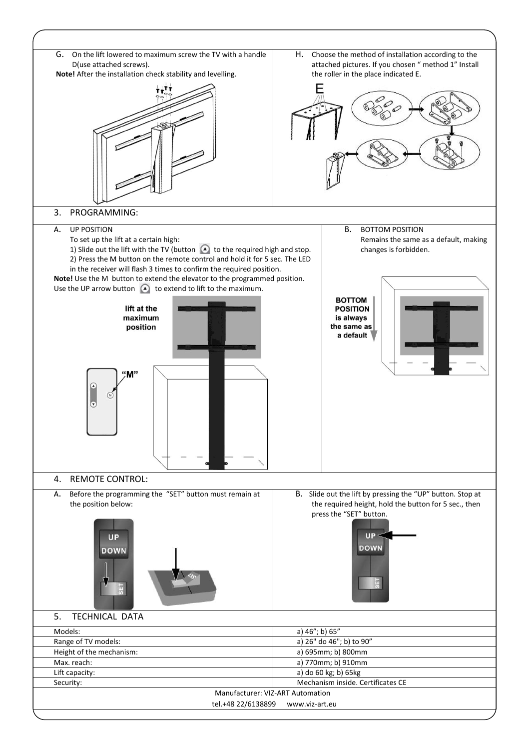G. On the lift lowered to maximum screw the TV with a handle D(use attached screws).

**Note!** After the installation check stability and levelling.

H. Choose the method of installation according to the attached pictures. If you chosen " method 1" Install the roller in the place indicated E.

## 3. PROGRAMMING:

A. UP POSITION

To set up the lift at a certain high:

1) Slide out the lift with the TV (button ▲ to the required high and stop.

2) Press the M button on the remote control and hold it for 5 sec. The LED in the receiver will flash 3 times to confirm the required position.

**Note!** Use the M button to extend the elevator to the programmed position. Use the UP arrow button ▲ to extend to lift to the maximum.

B. BOTTOM POSITION

Remains the same as a default, making changes is forbidden.

## 4. REMOTE CONTROL:

A. Before the programming the "SET" button must remain at the position below:

B. Slide out the lift by pressing the "UP" button. Stop at the required height, hold the button for 5 sec., then press the "SET" button.

## 5. TECHNICAL DATA

| | |
|---|---|
| Models: | a) 46"; b) 65" |
| Range of TV models: | a) 26" do 46"; b) to 90" |
| Height of the mechanism: | a) 695mm; b) 800mm |
| Max. reach: | a) 770mm; b) 910mm |
| Lift capacity: | a) do 60 kg; b) 65kg |
| Security: | Mechanism inside. Certificates CE |

Manufacturer: VIZ-ART Automation

tel.+48 22/6138899 www.viz-art.eu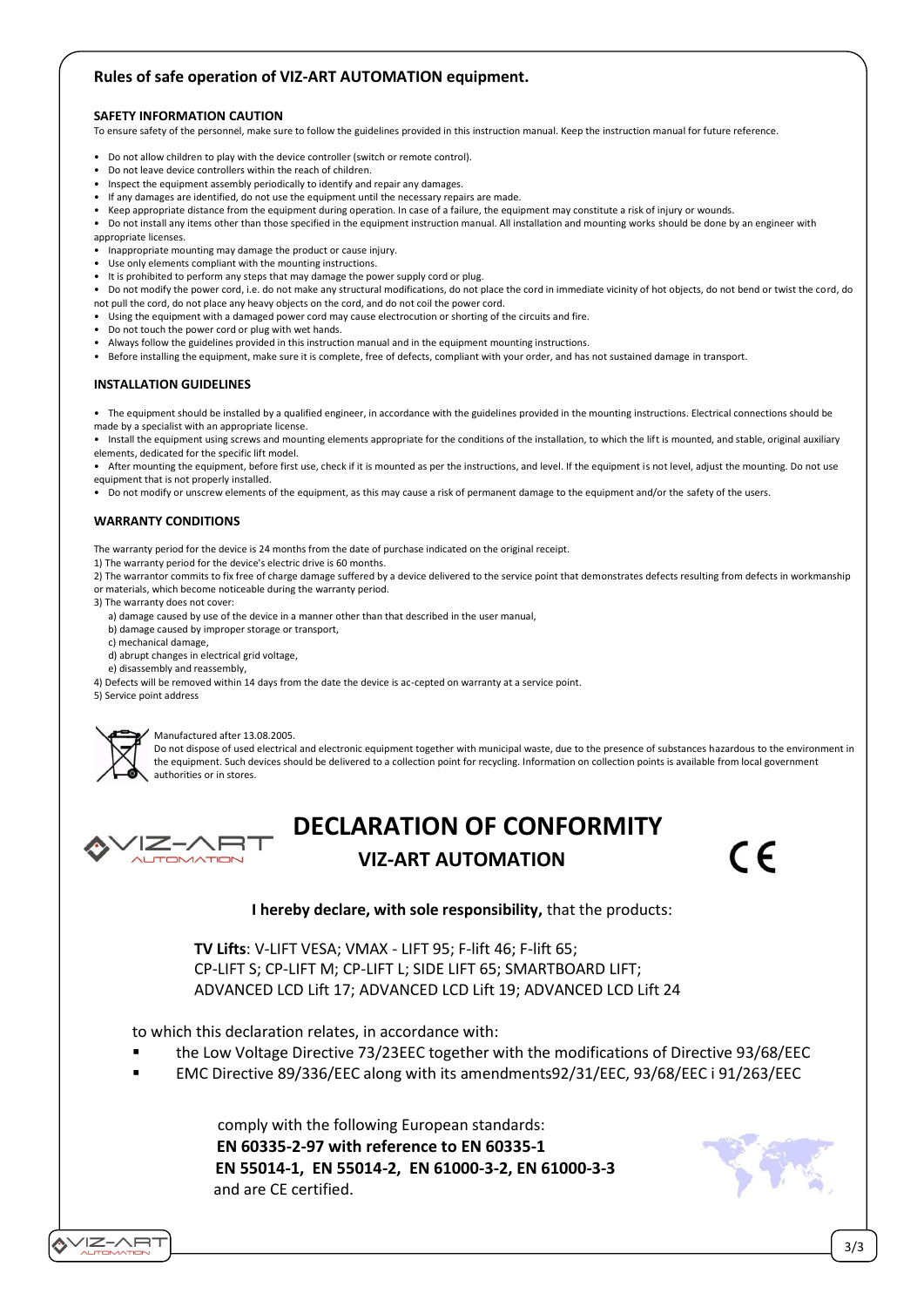## Rules of safe operation of VIZ-ART AUTOMATION equipment.

### SAFETY INFORMATION CAUTION

To ensure safety of the personnel, make sure to follow the guidelines provided in this instruction manual. Keep the instruction manual for future reference.

- Do not allow children to play with the device controller (switch or remote control).
- Do not leave device controllers within the reach of children.
- Inspect the equipment assembly periodically to identify and repair any damages.
- If any damages are identified, do not use the equipment until the necessary repairs are made.
- Keep appropriate distance from the equipment during operation. In case of a failure, the equipment may constitute a risk of injury or wounds.
- Do not install any items other than those specified in the equipment instruction manual. All installation and mounting works should be done by an engineer with appropriate licenses.
- Inappropriate mounting may damage the product or cause injury.
- Use only elements compliant with the mounting instructions.
- It is prohibited to perform any steps that may damage the power supply cord or plug.
- Do not modify the power cord, i.e. do not make any structural modifications, do not place the cord in immediate vicinity of hot objects, do not bend or twist the cord, do not pull the cord, do not place any heavy objects on the cord, and do not coil the power cord.
- Using the equipment with a damaged power cord may cause electrocution or shorting of the circuits and fire.
- Do not touch the power cord or plug with wet hands.
- Always follow the guidelines provided in this instruction manual and in the equipment mounting instructions.
- Before installing the equipment, make sure it is complete, free of defects, compliant with your order, and has not sustained damage in transport.

### INSTALLATION GUIDELINES

- The equipment should be installed by a qualified engineer, in accordance with the guidelines provided in the mounting instructions. Electrical connections should be made by a specialist with an appropriate license.
- Install the equipment using screws and mounting elements appropriate for the conditions of the installation, to which the lift is mounted, and stable, original auxiliary elements, dedicated for the specific lift model.
- After mounting the equipment, before first use, check if it is mounted as per the instructions, and level. If the equipment is not level, adjust the mounting. Do not use equipment that is not properly installed.
- Do not modify or unscrew elements of the equipment, as this may cause a risk of permanent damage to the equipment and/or the safety of the users.

### WARRANTY CONDITIONS

The warranty period for the device is 24 months from the date of purchase indicated on the original receipt.

1) The warranty period for the device's electric drive is 60 months.
2) The warrantor commits to fix free of charge damage suffered by a device delivered to the service point that demonstrates defects resulting from defects in workmanship or materials, which become noticeable during the warranty period.
3) The warranty does not cover:
   a) damage caused by use of the device in a manner other than that described in the user manual,
   b) damage caused by improper storage or transport,
   c) mechanical damage,
   d) abrupt changes in electrical grid voltage,
   e) disassembly and reassembly,
4) Defects will be removed within 14 days from the date the device is ac-cepted on warranty at a service point.
5) Service point address

Manufactured after 13.08.2005.
Do not dispose of used electrical and electronic equipment together with municipal waste, due to the presence of substances hazardous to the environment in the equipment. Such devices should be delivered to a collection point for recycling. Information on collection points is available from local government authorities or in stores.

# DECLARATION OF CONFORMITY

## VIZ-ART AUTOMATION

CE

**I hereby declare, with sole responsibility,** that the products:

**TV Lifts**: V-LIFT VESA; VMAX - LIFT 95; F-lift 46; F-lift 65; CP-LIFT S; CP-LIFT M; CP-LIFT L; SIDE LIFT 65; SMARTBOARD LIFT; ADVANCED LCD Lift 17; ADVANCED LCD Lift 19; ADVANCED LCD Lift 24

to which this declaration relates, in accordance with:

- the Low Voltage Directive 73/23EEC together with the modifications of Directive 93/68/EEC
- EMC Directive 89/336/EEC along with its amendments92/31/EEC, 93/68/EEC i 91/263/EEC

comply with the following European standards:
**EN 60335-2-97 with reference to EN 60335-1**
**EN 55014-1, EN 55014-2, EN 61000-3-2, EN 61000-3-3**
and are CE certified.